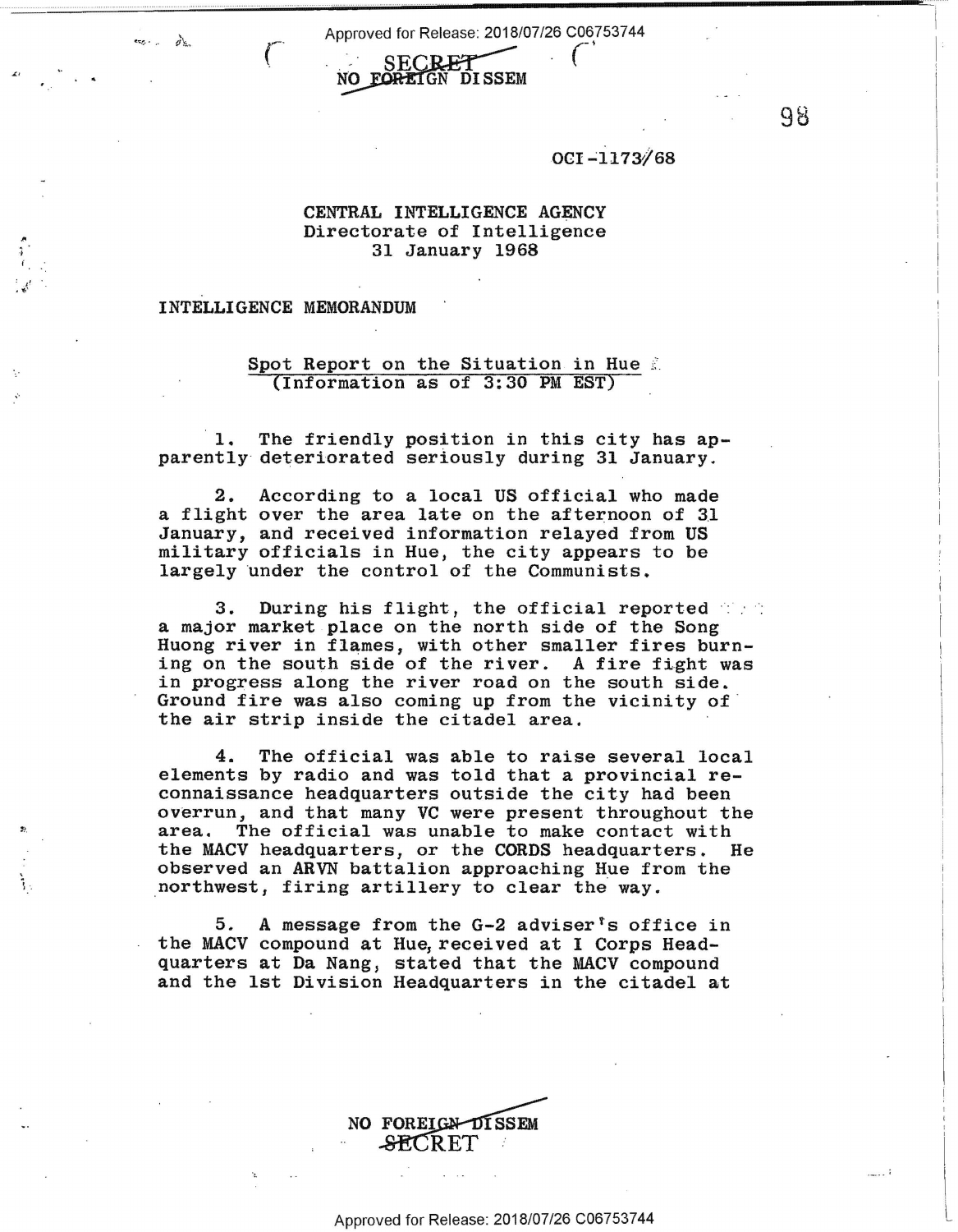SECRET
NO FOREIGN DISSEM

98

OCI-1173/68

CENTRAL INTELLIGENCE AGENCY
Directorate of Intelligence
31 January 1968

INTELLIGENCE MEMORANDUM

## Spot Report on the Situation in Hue
(Information as of 3:30 PM EST)

1. The friendly position in this city has apparently deteriorated seriously during 31 January.

2. According to a local US official who made a flight over the area late on the afternoon of 31 January, and received information relayed from US military officials in Hue, the city appears to be largely under the control of the Communists.

3. During his flight, the official reported a major market place on the north side of the Song Huong river in flames, with other smaller fires burning on the south side of the river. A fire fight was in progress along the river road on the south side. Ground fire was also coming up from the vicinity of the air strip inside the citadel area.

4. The official was able to raise several local elements by radio and was told that a provincial reconnaissance headquarters outside the city had been overrun, and that many VC were present throughout the area. The official was unable to make contact with the MACV headquarters, or the CORDS headquarters. He observed an ARVN battalion approaching Hue from the northwest, firing artillery to clear the way.

5. A message from the G-2 adviser's office in the MACV compound at Hue, received at I Corps Headquarters at Da Nang, stated that the MACV compound and the 1st Division Headquarters in the citadel at

NO FOREIGN DISSEM
SECRET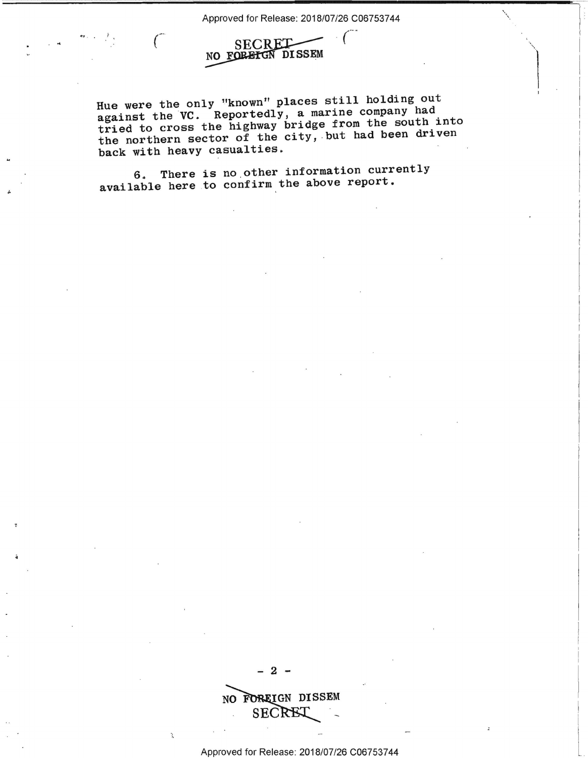SECRET
NO FOREIGN DISSEM

Hue were the only "known" places still holding out against the VC. Reportedly, a marine company had tried to cross the highway bridge from the south into the northern sector of the city, but had been driven back with heavy casualties.

6. There is no other information currently available here to confirm the above report.

NO FOREIGN DISSEM
SECRET